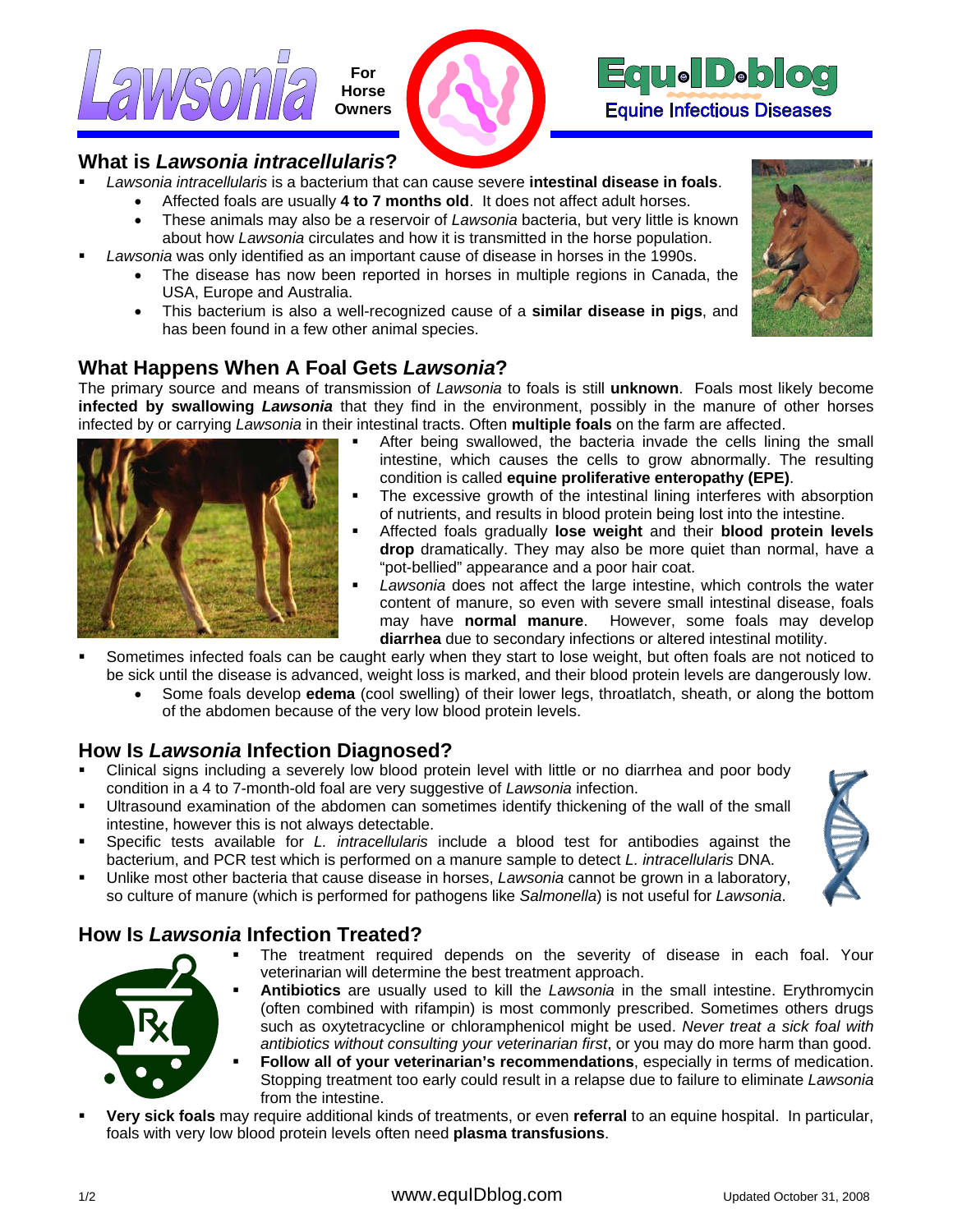# Lawsonia

**For Horse Owners**

**Equ-ID-blog**
Equine Infectious Diseases

## What is *Lawsonia intracellularis*?

- *Lawsonia intracellularis* is a bacterium that can cause severe **intestinal disease in foals**.
  - Affected foals are usually **4 to 7 months old**. It does not affect adult horses.
  - These animals may also be a reservoir of *Lawsonia* bacteria, but very little is known about how *Lawsonia* circulates and how it is transmitted in the horse population.
- *Lawsonia* was only identified as an important cause of disease in horses in the 1990s.
  - The disease has now been reported in horses in multiple regions in Canada, the USA, Europe and Australia.
  - This bacterium is also a well-recognized cause of a **similar disease in pigs**, and has been found in a few other animal species.

## What Happens When A Foal Gets *Lawsonia*?

The primary source and means of transmission of *Lawsonia* to foals is still **unknown**. Foals most likely become **infected by swallowing *Lawsonia*** that they find in the environment, possibly in the manure of other horses infected by or carrying *Lawsonia* in their intestinal tracts. Often **multiple foals** on the farm are affected.

- After being swallowed, the bacteria invade the cells lining the small intestine, which causes the cells to grow abnormally. The resulting condition is called **equine proliferative enteropathy (EPE)**.
- The excessive growth of the intestinal lining interferes with absorption of nutrients, and results in blood protein being lost into the intestine.
- Affected foals gradually **lose weight** and their **blood protein levels drop** dramatically. They may also be more quiet than normal, have a "pot-bellied" appearance and a poor hair coat.
- *Lawsonia* does not affect the large intestine, which controls the water content of manure, so even with severe small intestinal disease, foals may have **normal manure**. However, some foals may develop **diarrhea** due to secondary infections or altered intestinal motility.
- Sometimes infected foals can be caught early when they start to lose weight, but often foals are not noticed to be sick until the disease is advanced, weight loss is marked, and their blood protein levels are dangerously low.
  - Some foals develop **edema** (cool swelling) of their lower legs, throatlatch, sheath, or along the bottom of the abdomen because of the very low blood protein levels.

## How Is *Lawsonia* Infection Diagnosed?

- Clinical signs including a severely low blood protein level with little or no diarrhea and poor body condition in a 4 to 7-month-old foal are very suggestive of *Lawsonia* infection.
- Ultrasound examination of the abdomen can sometimes identify thickening of the wall of the small intestine, however this is not always detectable.
- Specific tests available for *L. intracellularis* include a blood test for antibodies against the bacterium, and PCR test which is performed on a manure sample to detect *L. intracellularis* DNA.
- Unlike most other bacteria that cause disease in horses, *Lawsonia* cannot be grown in a laboratory, so culture of manure (which is performed for pathogens like *Salmonella*) is not useful for *Lawsonia*.

## How Is *Lawsonia* Infection Treated?

- The treatment required depends on the severity of disease in each foal. Your veterinarian will determine the best treatment approach.
- **Antibiotics** are usually used to kill the *Lawsonia* in the small intestine. Erythromycin (often combined with rifampin) is most commonly prescribed. Sometimes others drugs such as oxytetracycline or chloramphenicol might be used. *Never treat a sick foal with antibiotics without consulting your veterinarian first*, or you may do more harm than good.
- **Follow all of your veterinarian's recommendations**, especially in terms of medication. Stopping treatment too early could result in a relapse due to failure to eliminate *Lawsonia* from the intestine.
- **Very sick foals** may require additional kinds of treatments, or even **referral** to an equine hospital. In particular, foals with very low blood protein levels often need **plasma transfusions**.

www.equIDblog.com

Updated October 31, 2008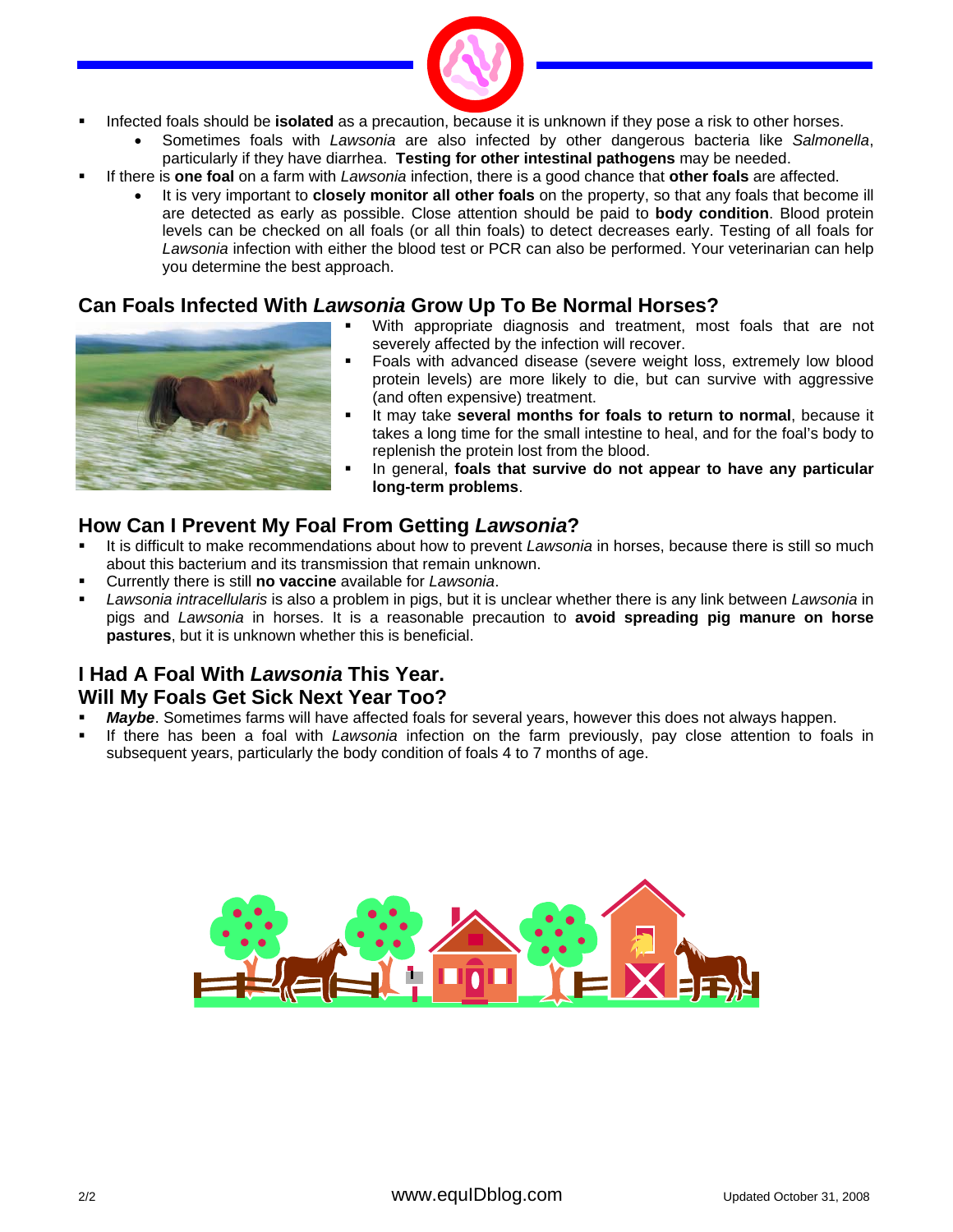- Infected foals should be **isolated** as a precaution, because it is unknown if they pose a risk to other horses.
  - Sometimes foals with *Lawsonia* are also infected by other dangerous bacteria like *Salmonella*, particularly if they have diarrhea. **Testing for other intestinal pathogens** may be needed.
- If there is **one foal** on a farm with *Lawsonia* infection, there is a good chance that **other foals** are affected.
  - It is very important to **closely monitor all other foals** on the property, so that any foals that become ill are detected as early as possible. Close attention should be paid to **body condition**. Blood protein levels can be checked on all foals (or all thin foals) to detect decreases early. Testing of all foals for *Lawsonia* infection with either the blood test or PCR can also be performed. Your veterinarian can help you determine the best approach.

## Can Foals Infected With *Lawsonia* Grow Up To Be Normal Horses?

- With appropriate diagnosis and treatment, most foals that are not severely affected by the infection will recover.
- Foals with advanced disease (severe weight loss, extremely low blood protein levels) are more likely to die, but can survive with aggressive (and often expensive) treatment.
- It may take **several months for foals to return to normal**, because it takes a long time for the small intestine to heal, and for the foal's body to replenish the protein lost from the blood.
- In general, **foals that survive do not appear to have any particular long-term problems**.

## How Can I Prevent My Foal From Getting *Lawsonia*?

- It is difficult to make recommendations about how to prevent *Lawsonia* in horses, because there is still so much about this bacterium and its transmission that remain unknown.
- Currently there is still **no vaccine** available for *Lawsonia*.
- *Lawsonia intracellularis* is also a problem in pigs, but it is unclear whether there is any link between *Lawsonia* in pigs and *Lawsonia* in horses. It is a reasonable precaution to **avoid spreading pig manure on horse pastures**, but it is unknown whether this is beneficial.

## I Had A Foal With *Lawsonia* This Year. Will My Foals Get Sick Next Year Too?

- ***Maybe***. Sometimes farms will have affected foals for several years, however this does not always happen.
- If there has been a foal with *Lawsonia* infection on the farm previously, pay close attention to foals in subsequent years, particularly the body condition of foals 4 to 7 months of age.

www.equIDblog.com

Updated October 31, 2008